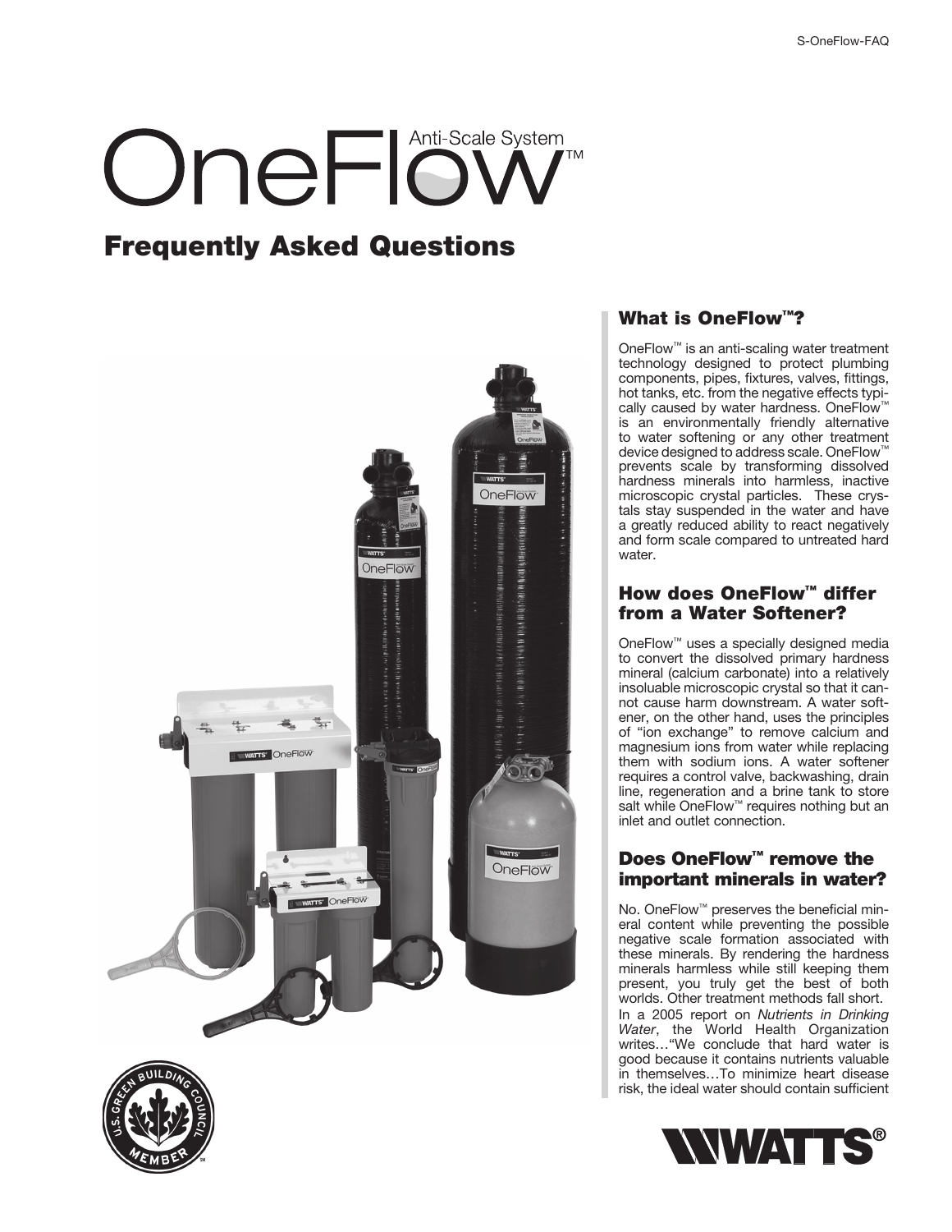# OneFlow™ Anti-Scale System

## Frequently Asked Questions

### What is OneFlow™?

OneFlow™ is an anti-scaling water treatment technology designed to protect plumbing components, pipes, fixtures, valves, fittings, hot tanks, etc. from the negative effects typically caused by water hardness. OneFlow™ is an environmentally friendly alternative to water softening or any other treatment device designed to address scale. OneFlow™ prevents scale by transforming dissolved hardness minerals into harmless, inactive microscopic crystal particles. These crystals stay suspended in the water and have a greatly reduced ability to react negatively and form scale compared to untreated hard water.

### How does OneFlow™ differ from a Water Softener?

OneFlow™ uses a specially designed media to convert the dissolved primary hardness mineral (calcium carbonate) into a relatively insoluable microscopic crystal so that it cannot cause harm downstream. A water softener, on the other hand, uses the principles of "ion exchange" to remove calcium and magnesium ions from water while replacing them with sodium ions. A water softener requires a control valve, backwashing, drain line, regeneration and a brine tank to store salt while OneFlow™ requires nothing but an inlet and outlet connection.

### Does OneFlow™ remove the important minerals in water?

No. OneFlow™ preserves the beneficial mineral content while preventing the possible negative scale formation associated with these minerals. By rendering the hardness minerals harmless while still keeping them present, you truly get the best of both worlds. Other treatment methods fall short.

In a 2005 report on *Nutrients in Drinking Water*, the World Health Organization writes…"We conclude that hard water is good because it contains nutrients valuable in themselves…To minimize heart disease risk, the ideal water should contain sufficient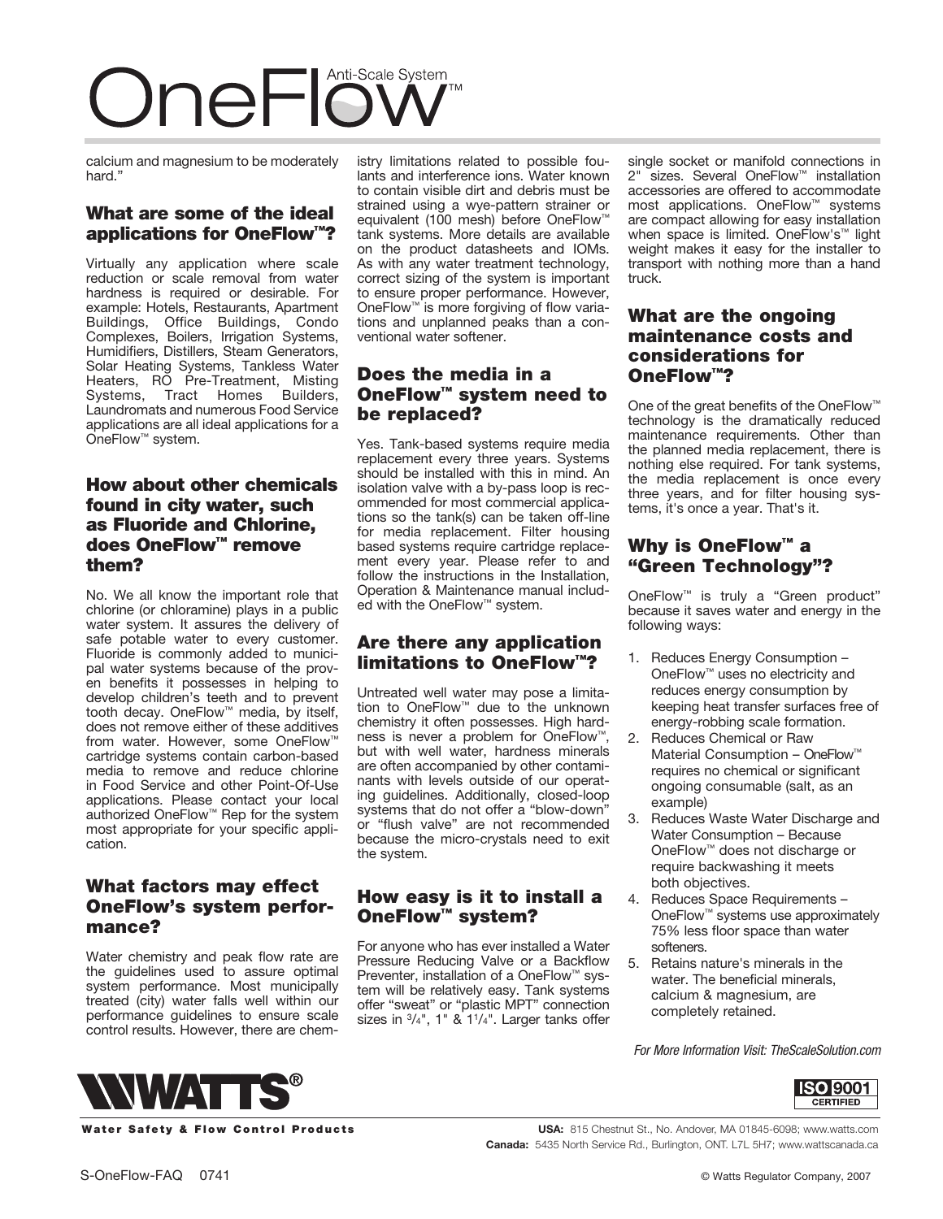# OneFlow™ Anti-Scale System

calcium and magnesium to be moderately hard."

## What are some of the ideal applications for OneFlow™?

Virtually any application where scale reduction or scale removal from water hardness is required or desirable. For example: Hotels, Restaurants, Apartment Buildings, Office Buildings, Condo Complexes, Boilers, Irrigation Systems, Humidifiers, Distillers, Steam Generators, Solar Heating Systems, Tankless Water Heaters, RO Pre-Treatment, Misting Systems, Tract Homes Builders, Laundromats and numerous Food Service applications are all ideal applications for a OneFlow™ system.

## How about other chemicals found in city water, such as Fluoride and Chlorine, does OneFlow™ remove them?

No. We all know the important role that chlorine (or chloramine) plays in a public water system. It assures the delivery of safe potable water to every customer. Fluoride is commonly added to municipal water systems because of the proven benefits it possesses in helping to develop children's teeth and to prevent tooth decay. OneFlow™ media, by itself, does not remove either of these additives from water. However, some OneFlow™ cartridge systems contain carbon-based media to remove and reduce chlorine in Food Service and other Point-Of-Use applications. Please contact your local authorized OneFlow™ Rep for the system most appropriate for your specific application.

## What factors may effect OneFlow's system performance?

Water chemistry and peak flow rate are the guidelines used to assure optimal system performance. Most municipally treated (city) water falls well within our performance guidelines to ensure scale control results. However, there are chemistry limitations related to possible foulants and interference ions. Water known to contain visible dirt and debris must be strained using a wye-pattern strainer or equivalent (100 mesh) before OneFlow™ tank systems. More details are available on the product datasheets and IOMs. As with any water treatment technology, correct sizing of the system is important to ensure proper performance. However, OneFlow™ is more forgiving of flow variations and unplanned peaks than a conventional water softener.

## Does the media in a OneFlow™ system need to be replaced?

Yes. Tank-based systems require media replacement every three years. Systems should be installed with this in mind. An isolation valve with a by-pass loop is recommended for most commercial applications so the tank(s) can be taken off-line for media replacement. Filter housing based systems require cartridge replacement every year. Please refer to and follow the instructions in the Installation, Operation & Maintenance manual included with the OneFlow™ system.

## Are there any application limitations to OneFlow™?

Untreated well water may pose a limitation to OneFlow™ due to the unknown chemistry it often possesses. High hardness is never a problem for OneFlow™, but with well water, hardness minerals are often accompanied by other contaminants with levels outside of our operating guidelines. Additionally, closed-loop systems that do not offer a "blow-down" or "flush valve" are not recommended because the micro-crystals need to exit the system.

## How easy is it to install a OneFlow™ system?

For anyone who has ever installed a Water Pressure Reducing Valve or a Backflow Preventer, installation of a OneFlow™ system will be relatively easy. Tank systems offer "sweat" or "plastic MPT" connection sizes in 3/4", 1" & 1 1/4". Larger tanks offer single socket or manifold connections in 2" sizes. Several OneFlow™ installation accessories are offered to accommodate most applications. OneFlow™ systems are compact allowing for easy installation when space is limited. OneFlow's™ light weight makes it easy for the installer to transport with nothing more than a hand truck.

## What are the ongoing maintenance costs and considerations for OneFlow™?

One of the great benefits of the OneFlow™ technology is the dramatically reduced maintenance requirements. Other than the planned media replacement, there is nothing else required. For tank systems, the media replacement is once every three years, and for filter housing systems, it's once a year. That's it.

## Why is OneFlow™ a "Green Technology"?

OneFlow™ is truly a "Green product" because it saves water and energy in the following ways:

1. Reduces Energy Consumption – OneFlow™ uses no electricity and reduces energy consumption by keeping heat transfer surfaces free of energy-robbing scale formation.
2. Reduces Chemical or Raw Material Consumption – OneFlow™ requires no chemical or significant ongoing consumable (salt, as an example)
3. Reduces Waste Water Discharge and Water Consumption – Because OneFlow™ does not discharge or require backwashing it meets both objectives.
4. Reduces Space Requirements – OneFlow™ systems use approximately 75% less floor space than water softeners.
5. Retains nature's minerals in the water. The beneficial minerals, calcium & magnesium, are completely retained.

*For More Information Visit: TheScaleSolution.com*

WATTS® Water Safety & Flow Control Products

ISO 9001 CERTIFIED

**USA:** 815 Chestnut St., No. Andover, MA 01845-6098; www.watts.com
**Canada:** 5435 North Service Rd., Burlington, ONT. L7L 5H7; www.wattscanada.ca

S-OneFlow-FAQ 0741

© Watts Regulator Company, 2007